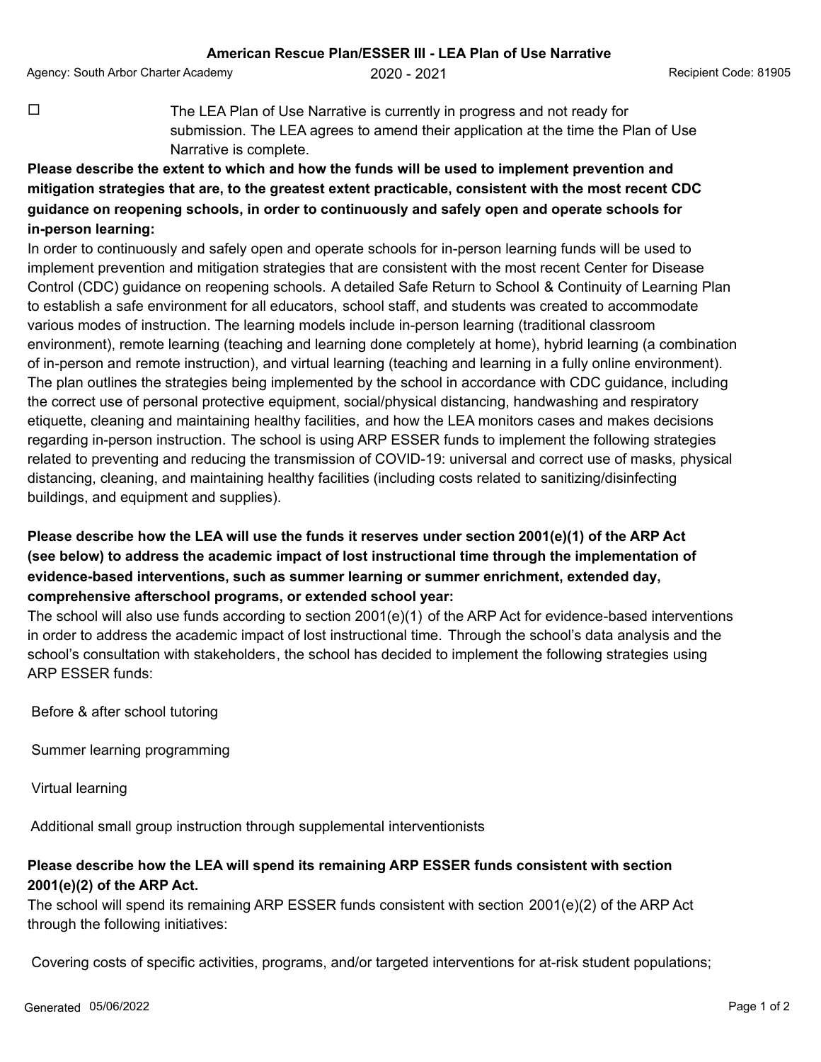# American Rescue Plan/ESSER III - LEA Plan of Use Narrative

Agency: South Arbor Charter Academy | 2020 - 2021 | Recipient Code: 81905

☐ The LEA Plan of Use Narrative is currently in progress and not ready for submission. The LEA agrees to amend their application at the time the Plan of Use Narrative is complete.

**Please describe the extent to which and how the funds will be used to implement prevention and mitigation strategies that are, to the greatest extent practicable, consistent with the most recent CDC guidance on reopening schools, in order to continuously and safely open and operate schools for in-person learning:**

In order to continuously and safely open and operate schools for in-person learning funds will be used to implement prevention and mitigation strategies that are consistent with the most recent Center for Disease Control (CDC) guidance on reopening schools. A detailed Safe Return to School & Continuity of Learning Plan to establish a safe environment for all educators, school staff, and students was created to accommodate various modes of instruction. The learning models include in-person learning (traditional classroom environment), remote learning (teaching and learning done completely at home), hybrid learning (a combination of in-person and remote instruction), and virtual learning (teaching and learning in a fully online environment). The plan outlines the strategies being implemented by the school in accordance with CDC guidance, including the correct use of personal protective equipment, social/physical distancing, handwashing and respiratory etiquette, cleaning and maintaining healthy facilities, and how the LEA monitors cases and makes decisions regarding in-person instruction. The school is using ARP ESSER funds to implement the following strategies related to preventing and reducing the transmission of COVID-19: universal and correct use of masks, physical distancing, cleaning, and maintaining healthy facilities (including costs related to sanitizing/disinfecting buildings, and equipment and supplies).

**Please describe how the LEA will use the funds it reserves under section 2001(e)(1) of the ARP Act (see below) to address the academic impact of lost instructional time through the implementation of evidence-based interventions, such as summer learning or summer enrichment, extended day, comprehensive afterschool programs, or extended school year:**

The school will also use funds according to section 2001(e)(1) of the ARP Act for evidence-based interventions in order to address the academic impact of lost instructional time. Through the school's data analysis and the school's consultation with stakeholders, the school has decided to implement the following strategies using ARP ESSER funds:

Before & after school tutoring

Summer learning programming

Virtual learning

Additional small group instruction through supplemental interventionists

**Please describe how the LEA will spend its remaining ARP ESSER funds consistent with section 2001(e)(2) of the ARP Act.**

The school will spend its remaining ARP ESSER funds consistent with section 2001(e)(2) of the ARP Act through the following initiatives:

Covering costs of specific activities, programs, and/or targeted interventions for at-risk student populations;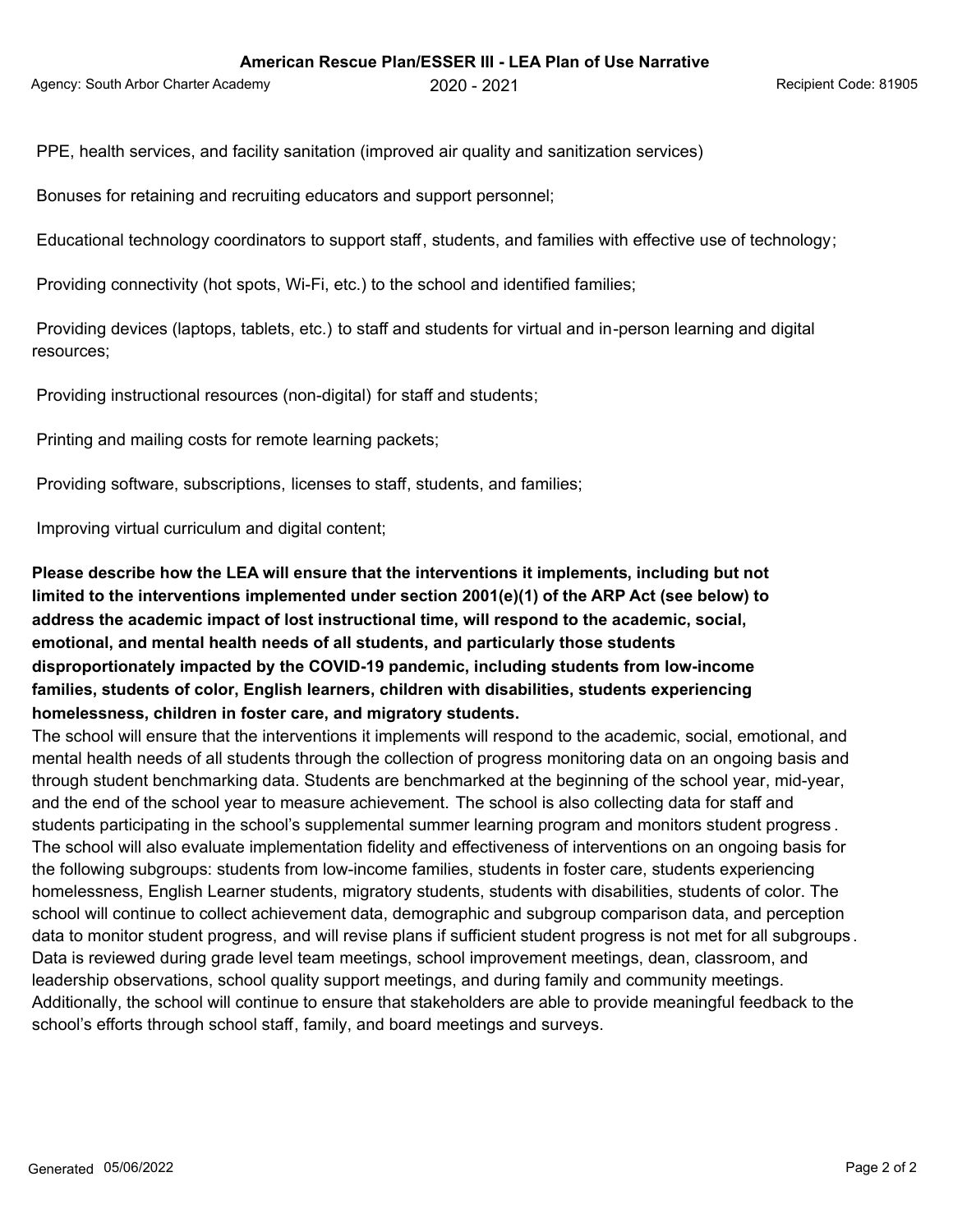PPE, health services, and facility sanitation (improved air quality and sanitization services)

Bonuses for retaining and recruiting educators and support personnel;

Educational technology coordinators to support staff, students, and families with effective use of technology;

Providing connectivity (hot spots, Wi-Fi, etc.) to the school and identified families;

Providing devices (laptops, tablets, etc.) to staff and students for virtual and in-person learning and digital resources;

Providing instructional resources (non-digital) for staff and students;

Printing and mailing costs for remote learning packets;

Providing software, subscriptions, licenses to staff, students, and families;

Improving virtual curriculum and digital content;

**Please describe how the LEA will ensure that the interventions it implements, including but not limited to the interventions implemented under section 2001(e)(1) of the ARP Act (see below) to address the academic impact of lost instructional time, will respond to the academic, social, emotional, and mental health needs of all students, and particularly those students disproportionately impacted by the COVID-19 pandemic, including students from low-income families, students of color, English learners, children with disabilities, students experiencing homelessness, children in foster care, and migratory students.**

The school will ensure that the interventions it implements will respond to the academic, social, emotional, and mental health needs of all students through the collection of progress monitoring data on an ongoing basis and through student benchmarking data. Students are benchmarked at the beginning of the school year, mid-year, and the end of the school year to measure achievement. The school is also collecting data for staff and students participating in the school's supplemental summer learning program and monitors student progress. The school will also evaluate implementation fidelity and effectiveness of interventions on an ongoing basis for the following subgroups: students from low-income families, students in foster care, students experiencing homelessness, English Learner students, migratory students, students with disabilities, students of color. The school will continue to collect achievement data, demographic and subgroup comparison data, and perception data to monitor student progress, and will revise plans if sufficient student progress is not met for all subgroups. Data is reviewed during grade level team meetings, school improvement meetings, dean, classroom, and leadership observations, school quality support meetings, and during family and community meetings. Additionally, the school will continue to ensure that stakeholders are able to provide meaningful feedback to the school's efforts through school staff, family, and board meetings and surveys.